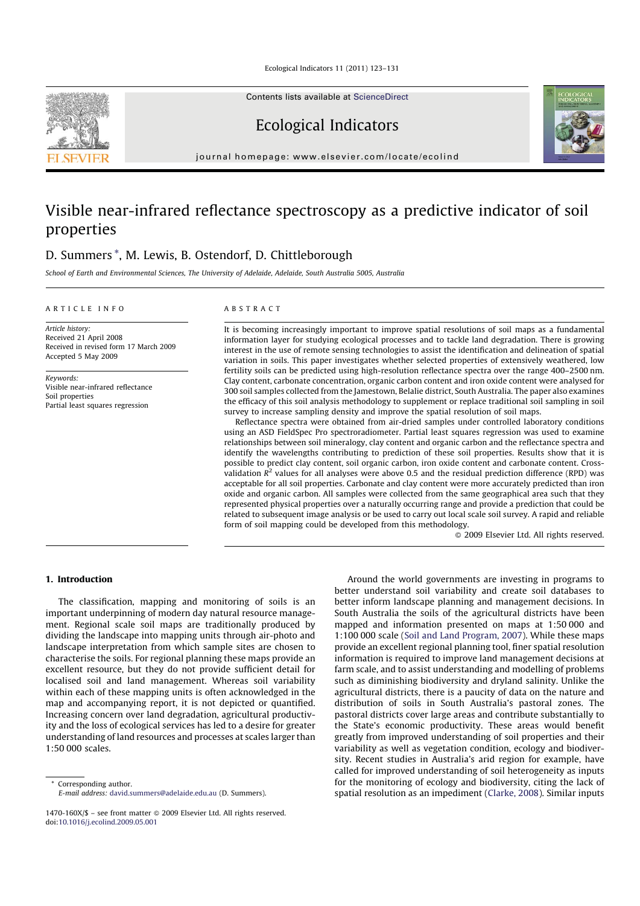# Visible near-infrared reflectance spectroscopy as a predictive indicator of soil properties

D. Summers *, M. Lewis, B. Ostendorf, D. Chittleborough

*School of Earth and Environmental Sciences, The University of Adelaide, Adelaide, South Australia 5005, Australia*

## ARTICLE INFO

*Article history:*
Received 21 April 2008
Received in revised form 17 March 2009
Accepted 5 May 2009

*Keywords:*
Visible near-infrared reflectance
Soil properties
Partial least squares regression

## ABSTRACT

It is becoming increasingly important to improve spatial resolutions of soil maps as a fundamental information layer for studying ecological processes and to tackle land degradation. There is growing interest in the use of remote sensing technologies to assist the identification and delineation of spatial variation in soils. This paper investigates whether selected properties of extensively weathered, low fertility soils can be predicted using high-resolution reflectance spectra over the range 400–2500 nm. Clay content, carbonate concentration, organic carbon content and iron oxide content were analysed for 300 soil samples collected from the Jamestown, Belalie district, South Australia. The paper also examines the efficacy of this soil analysis methodology to supplement or replace traditional soil sampling in soil survey to increase sampling density and improve the spatial resolution of soil maps.

Reflectance spectra were obtained from air-dried samples under controlled laboratory conditions using an ASD FieldSpec Pro spectroradiometer. Partial least squares regression was used to examine relationships between soil mineralogy, clay content and organic carbon and the reflectance spectra and identify the wavelengths contributing to prediction of these soil properties. Results show that it is possible to predict clay content, soil organic carbon, iron oxide content and carbonate content. Cross-validation $R^2$ values for all analyses were above 0.5 and the residual prediction difference (RPD) was acceptable for all soil properties. Carbonate and clay content were more accurately predicted than iron oxide and organic carbon. All samples were collected from the same geographical area such that they represented physical properties over a naturally occurring range and provide a prediction that could be related to subsequent image analysis or be used to carry out local scale soil survey. A rapid and reliable form of soil mapping could be developed from this methodology.

© 2009 Elsevier Ltd. All rights reserved.

## 1. Introduction

The classification, mapping and monitoring of soils is an important underpinning of modern day natural resource management. Regional scale soil maps are traditionally produced by dividing the landscape into mapping units through air-photo and landscape interpretation from which sample sites are chosen to characterise the soils. For regional planning these maps provide an excellent resource, but they do not provide sufficient detail for localised soil and land management. Whereas soil variability within each of these mapping units is often acknowledged in the map and accompanying report, it is not depicted or quantified. Increasing concern over land degradation, agricultural productivity and the loss of ecological services has led to a desire for greater understanding of land resources and processes at scales larger than 1:50 000 scales.

Around the world governments are investing in programs to better understand soil variability and create soil databases to better inform landscape planning and management decisions. In South Australia the soils of the agricultural districts have been mapped and information presented on maps at 1:50 000 and 1:100 000 scale (Soil and Land Program, 2007). While these maps provide an excellent regional planning tool, finer spatial resolution information is required to improve land management decisions at farm scale, and to assist understanding and modelling of problems such as diminishing biodiversity and dryland salinity. Unlike the agricultural districts, there is a paucity of data on the nature and distribution of soils in South Australia's pastoral zones. The pastoral districts cover large areas and contribute substantially to the State's economic productivity. These areas would benefit greatly from improved understanding of soil properties and their variability as well as vegetation condition, ecology and biodiversity. Recent studies in Australia's arid region for example, have called for improved understanding of soil heterogeneity as inputs for the monitoring of ecology and biodiversity, citing the lack of spatial resolution as an impediment (Clarke, 2008). Similar inputs

* Corresponding author.
E-mail address: david.summers@adelaide.edu.au (D. Summers).

1470-160X/$ – see front matter © 2009 Elsevier Ltd. All rights reserved.
doi:10.1016/j.ecolind.2009.05.001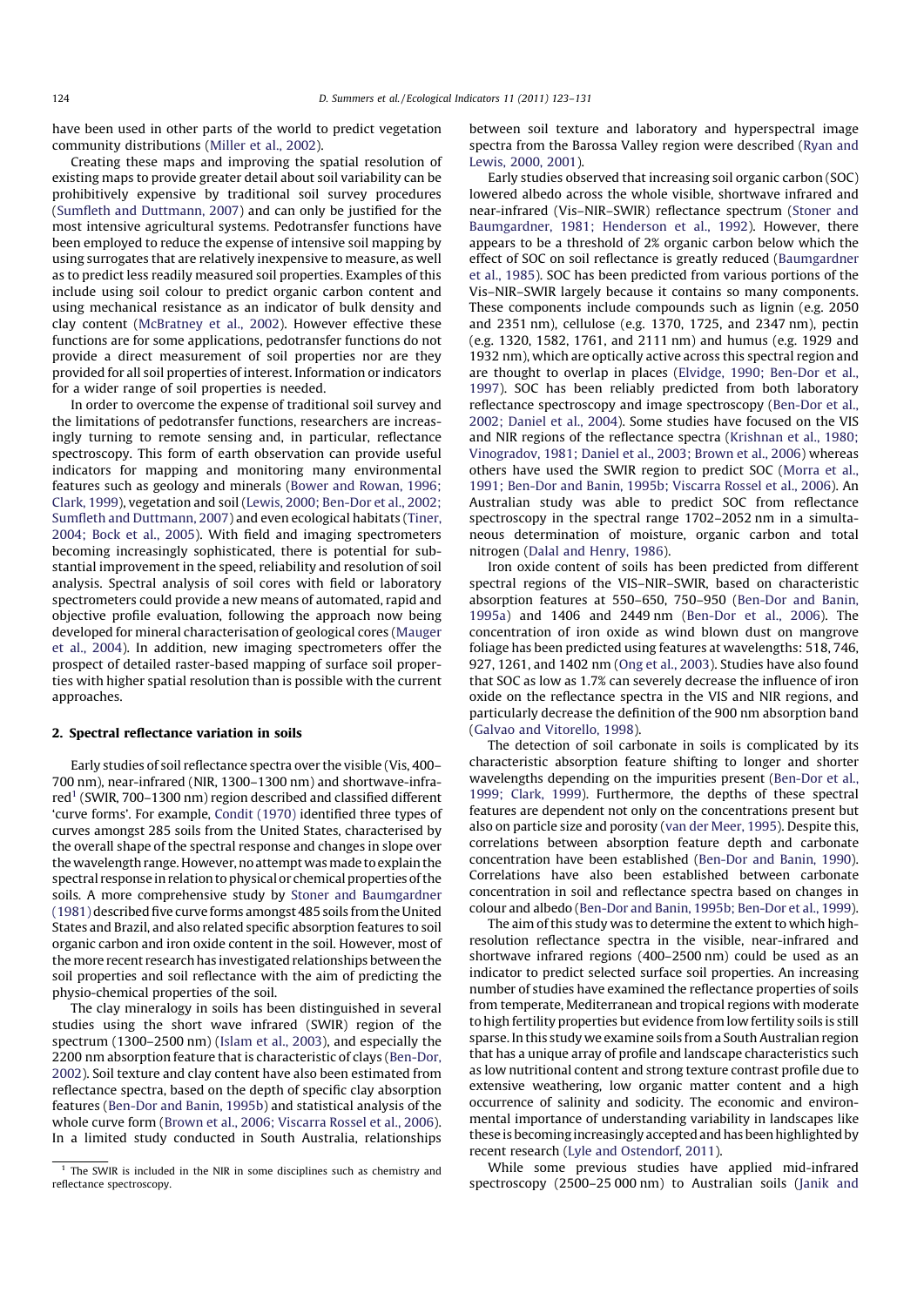have been used in other parts of the world to predict vegetation community distributions (Miller et al., 2002).

Creating these maps and improving the spatial resolution of existing maps to provide greater detail about soil variability can be prohibitively expensive by traditional soil survey procedures (Sumfleth and Duttmann, 2007) and can only be justified for the most intensive agricultural systems. Pedotransfer functions have been employed to reduce the expense of intensive soil mapping by using surrogates that are relatively inexpensive to measure, as well as to predict less readily measured soil properties. Examples of this include using soil colour to predict organic carbon content and using mechanical resistance as an indicator of bulk density and clay content (McBratney et al., 2002). However effective these functions are for some applications, pedotransfer functions do not provide a direct measurement of soil properties nor are they provided for all soil properties of interest. Information or indicators for a wider range of soil properties is needed.

In order to overcome the expense of traditional soil survey and the limitations of pedotransfer functions, researchers are increasingly turning to remote sensing and, in particular, reflectance spectroscopy. This form of earth observation can provide useful indicators for mapping and monitoring many environmental features such as geology and minerals (Bower and Rowan, 1996; Clark, 1999), vegetation and soil (Lewis, 2000; Ben-Dor et al., 2002; Sumfleth and Duttmann, 2007) and even ecological habitats (Tiner, 2004; Bock et al., 2005). With field and imaging spectrometers becoming increasingly sophisticated, there is potential for substantial improvement in the speed, reliability and resolution of soil analysis. Spectral analysis of soil cores with field or laboratory spectrometers could provide a new means of automated, rapid and objective profile evaluation, following the approach now being developed for mineral characterisation of geological cores (Mauger et al., 2004). In addition, new imaging spectrometers offer the prospect of detailed raster-based mapping of surface soil properties with higher spatial resolution than is possible with the current approaches.

## 2. Spectral reflectance variation in soils

Early studies of soil reflectance spectra over the visible (Vis, 400–700 nm), near-infrared (NIR, 1300–1300 nm) and shortwave-infrared[1] (SWIR, 700–1300 nm) region described and classified different 'curve forms'. For example, Condit (1970) identified three types of curves amongst 285 soils from the United States, characterised by the overall shape of the spectral response and changes in slope over the wavelength range. However, no attempt was made to explain the spectral response in relation to physical or chemical properties of the soils. A more comprehensive study by Stoner and Baumgardner (1981) described five curve forms amongst 485 soils from the United States and Brazil, and also related specific absorption features to soil organic carbon and iron oxide content in the soil. However, most of the more recent research has investigated relationships between the soil properties and soil reflectance with the aim of predicting the physio-chemical properties of the soil.

The clay mineralogy in soils has been distinguished in several studies using the short wave infrared (SWIR) region of the spectrum (1300–2500 nm) (Islam et al., 2003), and especially the 2200 nm absorption feature that is characteristic of clays (Ben-Dor, 2002). Soil texture and clay content have also been estimated from reflectance spectra, based on the depth of specific clay absorption features (Ben-Dor and Banin, 1995b) and statistical analysis of the whole curve form (Brown et al., 2006; Viscarra Rossel et al., 2006). In a limited study conducted in South Australia, relationships between soil texture and laboratory and hyperspectral image spectra from the Barossa Valley region were described (Ryan and Lewis, 2000, 2001).

Early studies observed that increasing soil organic carbon (SOC) lowered albedo across the whole visible, shortwave infrared and near-infrared (Vis–NIR–SWIR) reflectance spectrum (Stoner and Baumgardner, 1981; Henderson et al., 1992). However, there appears to be a threshold of 2% organic carbon below which the effect of SOC on soil reflectance is greatly reduced (Baumgardner et al., 1985). SOC has been predicted from various portions of the Vis–NIR–SWIR largely because it contains so many components. These components include compounds such as lignin (e.g. 2050 and 2351 nm), cellulose (e.g. 1370, 1725, and 2347 nm), pectin (e.g. 1320, 1582, 1761, and 2111 nm) and humus (e.g. 1929 and 1932 nm), which are optically active across this spectral region and are thought to overlap in places (Elvidge, 1990; Ben-Dor et al., 1997). SOC has been reliably predicted from both laboratory reflectance spectroscopy and image spectroscopy (Ben-Dor et al., 2002; Daniel et al., 2004). Some studies have focused on the VIS and NIR regions of the reflectance spectra (Krishnan et al., 1980; Vinogradov, 1981; Daniel et al., 2003; Brown et al., 2006) whereas others have used the SWIR region to predict SOC (Morra et al., 1991; Ben-Dor and Banin, 1995b; Viscarra Rossel et al., 2006). An Australian study was able to predict SOC from reflectance spectroscopy in the spectral range 1702–2052 nm in a simultaneous determination of moisture, organic carbon and total nitrogen (Dalal and Henry, 1986).

Iron oxide content of soils has been predicted from different spectral regions of the VIS–NIR–SWIR, based on characteristic absorption features at 550–650, 750–950 (Ben-Dor and Banin, 1995a) and 1406 and 2449 nm (Ben-Dor et al., 2006). The concentration of iron oxide as wind blown dust on mangrove foliage has been predicted using features at wavelengths: 518, 746, 927, 1261, and 1402 nm (Ong et al., 2003). Studies have also found that SOC as low as 1.7% can severely decrease the influence of iron oxide on the reflectance spectra in the VIS and NIR regions, and particularly decrease the definition of the 900 nm absorption band (Galvao and Vitorello, 1998).

The detection of soil carbonate in soils is complicated by its characteristic absorption feature shifting to longer and shorter wavelengths depending on the impurities present (Ben-Dor et al., 1999; Clark, 1999). Furthermore, the depths of these spectral features are dependent not only on the concentrations present but also on particle size and porosity (van der Meer, 1995). Despite this, correlations between absorption feature depth and carbonate concentration have been established (Ben-Dor and Banin, 1990). Correlations have also been established between carbonate concentration in soil and reflectance spectra based on changes in colour and albedo (Ben-Dor and Banin, 1995b; Ben-Dor et al., 1999).

The aim of this study was to determine the extent to which high-resolution reflectance spectra in the visible, near-infrared and shortwave infrared regions (400–2500 nm) could be used as an indicator to predict selected surface soil properties. An increasing number of studies have examined the reflectance properties of soils from temperate, Mediterranean and tropical regions with moderate to high fertility properties but evidence from low fertility soils is still sparse. In this study we examine soils from a South Australian region that has a unique array of profile and landscape characteristics such as low nutritional content and strong texture contrast profile due to extensive weathering, low organic matter content and a high occurrence of salinity and sodicity. The economic and environmental importance of understanding variability in landscapes like these is becoming increasingly accepted and has been highlighted by recent research (Lyle and Ostendorf, 2011).

While some previous studies have applied mid-infrared spectroscopy (2500–25 000 nm) to Australian soils (Janik and

[1] The SWIR is included in the NIR in some disciplines such as chemistry and reflectance spectroscopy.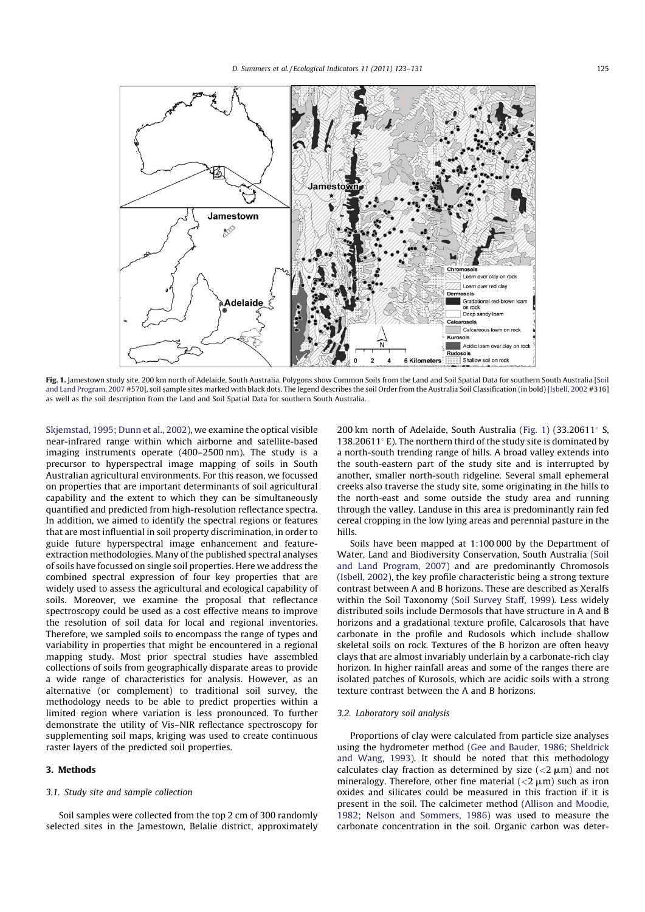**Fig. 1.** Jamestown study site, 200 km north of Adelaide, South Australia. Polygons show Common Soils from the Land and Soil Spatial Data for southern South Australia [Soil and Land Program, 2007 #570], soil sample sites marked with black dots. The legend describes the soil Order from the Australia Soil Classification (in bold) [Isbell, 2002 #316] as well as the soil description from the Land and Soil Spatial Data for southern South Australia.

Skjemstad, 1995; Dunn et al., 2002), we examine the optical visible near-infrared range within which airborne and satellite-based imaging instruments operate (400–2500 nm). The study is a precursor to hyperspectral image mapping of soils in South Australian agricultural environments. For this reason, we focussed on properties that are important determinants of soil agricultural capability and the extent to which they can be simultaneously quantified and predicted from high-resolution reflectance spectra. In addition, we aimed to identify the spectral regions or features that are most influential in soil property discrimination, in order to guide future hyperspectral image enhancement and feature-extraction methodologies. Many of the published spectral analyses of soils have focussed on single soil properties. Here we address the combined spectral expression of four key properties that are widely used to assess the agricultural and ecological capability of soils. Moreover, we examine the proposal that reflectance spectroscopy could be used as a cost effective means to improve the resolution of soil data for local and regional inventories. Therefore, we sampled soils to encompass the range of types and variability in properties that might be encountered in a regional mapping study. Most prior spectral studies have assembled collections of soils from geographically disparate areas to provide a wide range of characteristics for analysis. However, as an alternative (or complement) to traditional soil survey, the methodology needs to be able to predict properties within a limited region where variation is less pronounced. To further demonstrate the utility of Vis–NIR reflectance spectroscopy for supplementing soil maps, kriging was used to create continuous raster layers of the predicted soil properties.

## 3. Methods

### 3.1. Study site and sample collection

Soil samples were collected from the top 2 cm of 300 randomly selected sites in the Jamestown, Belalie district, approximately 200 km north of Adelaide, South Australia (Fig. 1) (33.20611° S, 138.20611° E). The northern third of the study site is dominated by a north-south trending range of hills. A broad valley extends into the south-eastern part of the study site and is interrupted by another, smaller north-south ridgeline. Several small ephemeral creeks also traverse the study site, some originating in the hills to the north-east and some outside the study area and running through the valley. Landuse in this area is predominantly rain fed cereal cropping in the low lying areas and perennial pasture in the hills.

Soils have been mapped at 1:100 000 by the Department of Water, Land and Biodiversity Conservation, South Australia (Soil and Land Program, 2007) and are predominantly Chromosols (Isbell, 2002), the key profile characteristic being a strong texture contrast between A and B horizons. These are described as Xeralfs within the Soil Taxonomy (Soil Survey Staff, 1999). Less widely distributed soils include Dermosols that have structure in A and B horizons and a gradational texture profile, Calcarosols that have carbonate in the profile and Rudosols which include shallow skeletal soils on rock. Textures of the B horizon are often heavy clays that are almost invariably underlain by a carbonate-rich clay horizon. In higher rainfall areas and some of the ranges there are isolated patches of Kurosols, which are acidic soils with a strong texture contrast between the A and B horizons.

### 3.2. Laboratory soil analysis

Proportions of clay were calculated from particle size analyses using the hydrometer method (Gee and Bauder, 1986; Sheldrick and Wang, 1993). It should be noted that this methodology calculates clay fraction as determined by size (<2 μm) and not mineralogy. Therefore, other fine material (<2 μm) such as iron oxides and silicates could be measured in this fraction if it is present in the soil. The calcimeter method (Allison and Moodie, 1982; Nelson and Sommers, 1986) was used to measure the carbonate concentration in the soil. Organic carbon was deter-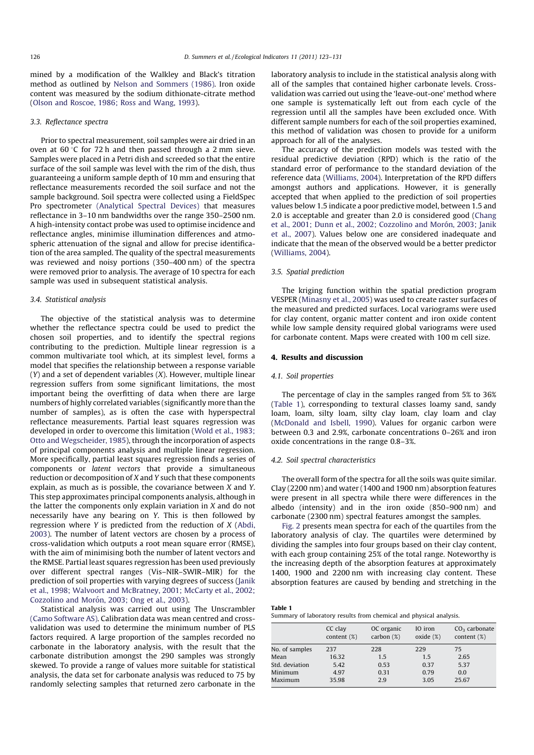mined by a modification of the Walkley and Black's titration method as outlined by Nelson and Sommers (1986). Iron oxide content was measured by the sodium dithionate-citrate method (Olson and Roscoe, 1986; Ross and Wang, 1993).

### 3.3. Reflectance spectra

Prior to spectral measurement, soil samples were air dried in an oven at 60 °C for 72 h and then passed through a 2 mm sieve. Samples were placed in a Petri dish and screeded so that the entire surface of the soil sample was level with the rim of the dish, thus guaranteeing a uniform sample depth of 10 mm and ensuring that reflectance measurements recorded the soil surface and not the sample background. Soil spectra were collected using a FieldSpec Pro spectrometer (Analytical Spectral Devices) that measures reflectance in 3–10 nm bandwidths over the range 350–2500 nm. A high-intensity contact probe was used to optimise incidence and reflectance angles, minimise illumination differences and atmospheric attenuation of the signal and allow for precise identification of the area sampled. The quality of the spectral measurements was reviewed and noisy portions (350–400 nm) of the spectra were removed prior to analysis. The average of 10 spectra for each sample was used in subsequent statistical analysis.

### 3.4. Statistical analysis

The objective of the statistical analysis was to determine whether the reflectance spectra could be used to predict the chosen soil properties, and to identify the spectral regions contributing to the prediction. Multiple linear regression is a common multivariate tool which, at its simplest level, forms a model that specifies the relationship between a response variable ($Y$) and a set of dependent variables ($X$). However, multiple linear regression suffers from some significant limitations, the most important being the overfitting of data when there are large numbers of highly correlated variables (significantly more than the number of samples), as is often the case with hyperspectral reflectance measurements. Partial least squares regression was developed in order to overcome this limitation (Wold et al., 1983; Otto and Wegscheider, 1985), through the incorporation of aspects of principal components analysis and multiple linear regression. More specifically, partial least squares regression finds a series of components or *latent vectors* that provide a simultaneous reduction or decomposition of $X$ and $Y$ such that these components explain, as much as is possible, the covariance between $X$ and $Y$. This step approximates principal components analysis, although in the latter the components only explain variation in $X$ and do not necessarily have any bearing on $Y$. This is then followed by regression where $Y$ is predicted from the reduction of $X$ (Abdi, 2003). The number of latent vectors are chosen by a process of cross-validation which outputs a root mean square error (RMSE), with the aim of minimising both the number of latent vectors and the RMSE. Partial least squares regression has been used previously over different spectral ranges (Vis–NIR–SWIR–MIR) for the prediction of soil properties with varying degrees of success (Janik et al., 1998; Walvoort and McBratney, 2001; McCarty et al., 2002; Cozzolino and Morón, 2003; Ong et al., 2003).

Statistical analysis was carried out using The Unscrambler (Camo Software AS). Calibration data was mean centred and cross-validation was used to determine the minimum number of PLS factors required. A large proportion of the samples recorded no carbonate in the laboratory analysis, with the result that the carbonate distribution amongst the 290 samples was strongly skewed. To provide a range of values more suitable for statistical analysis, the data set for carbonate analysis was reduced to 75 by randomly selecting samples that returned zero carbonate in the laboratory analysis to include in the statistical analysis along with all of the samples that contained higher carbonate levels. Cross-validation was carried out using the 'leave-out-one' method where one sample is systematically left out from each cycle of the regression until all the samples have been excluded once. With different sample numbers for each of the soil properties examined, this method of validation was chosen to provide for a uniform approach for all of the analyses.

The accuracy of the prediction models was tested with the residual predictive deviation (RPD) which is the ratio of the standard error of performance to the standard deviation of the reference data (Williams, 2004). Interpretation of the RPD differs amongst authors and applications. However, it is generally accepted that when applied to the prediction of soil properties values below 1.5 indicate a poor predictive model, between 1.5 and 2.0 is acceptable and greater than 2.0 is considered good (Chang et al., 2001; Dunn et al., 2002; Cozzolino and Morón, 2003; Janik et al., 2007). Values below one are considered inadequate and indicate that the mean of the observed would be a better predictor (Williams, 2004).

### 3.5. Spatial prediction

The kriging function within the spatial prediction program VESPER (Minasny et al., 2005) was used to create raster surfaces of the measured and predicted surfaces. Local variograms were used for clay content, organic matter content and iron oxide content while low sample density required global variograms were used for carbonate content. Maps were created with 100 m cell size.

## 4. Results and discussion

### 4.1. Soil properties

The percentage of clay in the samples ranged from 5% to 36% (Table 1), corresponding to textural classes loamy sand, sandy loam, loam, silty loam, silty clay loam, clay loam and clay (McDonald and Isbell, 1990). Values for organic carbon were between 0.3 and 2.9%, carbonate concentrations 0–26% and iron oxide concentrations in the range 0.8–3%.

### 4.2. Soil spectral characteristics

The overall form of the spectra for all the soils was quite similar. Clay (2200 nm) and water (1400 and 1900 nm) absorption features were present in all spectra while there were differences in the albedo (intensity) and in the iron oxide (850–900 nm) and carbonate (2300 nm) spectral features amongst the samples.

Fig. 2 presents mean spectra for each of the quartiles from the laboratory analysis of clay. The quartiles were determined by dividing the samples into four groups based on their clay content, with each group containing 25% of the total range. Noteworthy is the increasing depth of the absorption features at approximately 1400, 1900 and 2200 nm with increasing clay content. These absorption features are caused by bending and stretching in the

**Table 1**
Summary of laboratory results from chemical and physical analysis.

| | CC clay content (%) | OC organic carbon (%) | IO iron oxide (%) | $CO_3$ carbonate content (%) |
|---|---|---|---|---|
| No. of samples | 237 | 228 | 229 | 75 |
| Mean | 16.32 | 1.5 | 1.5 | 2.65 |
| Std. deviation | 5.42 | 0.53 | 0.37 | 5.37 |
| Minimum | 4.97 | 0.31 | 0.79 | 0.0 |
| Maximum | 35.98 | 2.9 | 3.05 | 25.67 |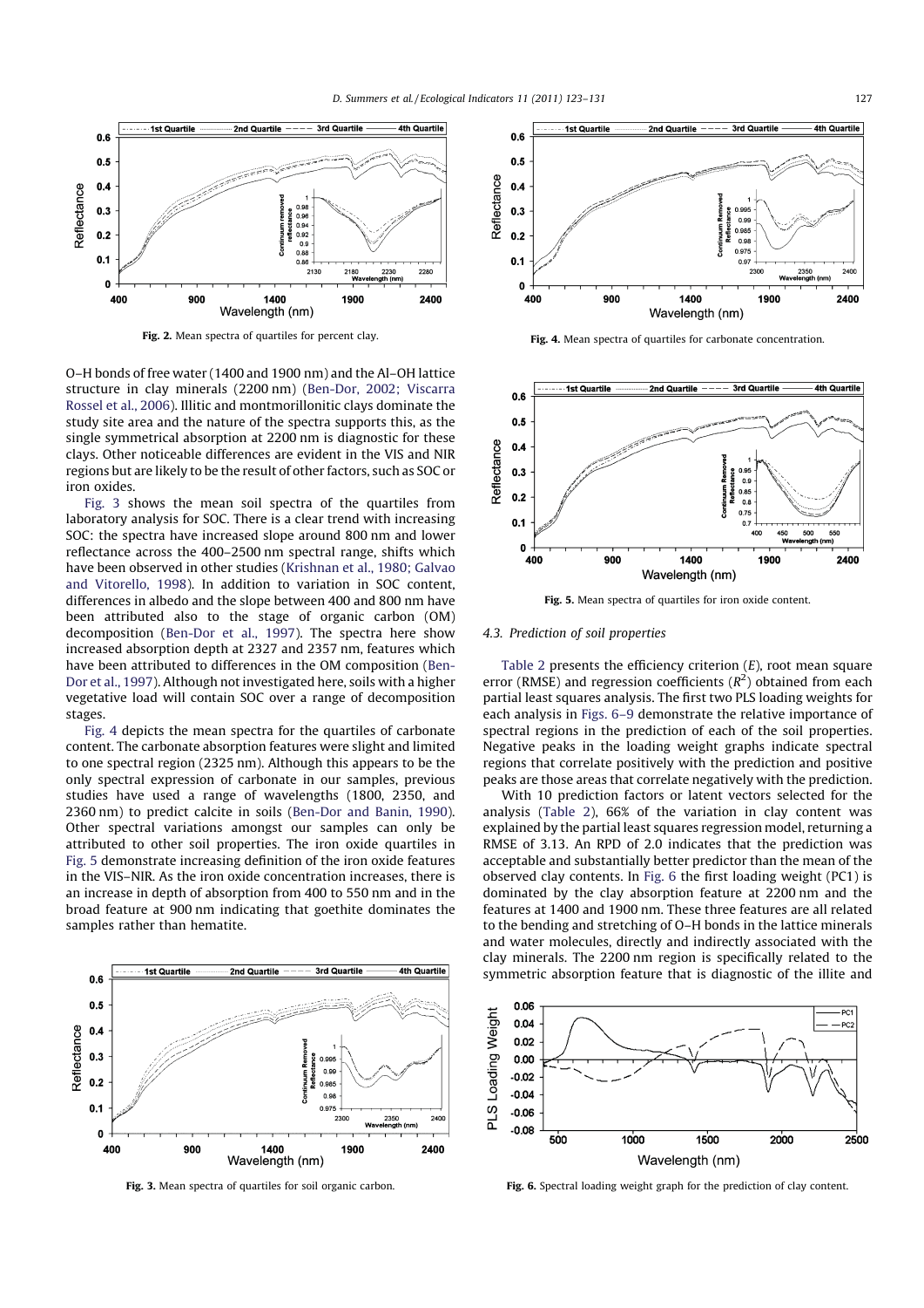Fig. 2. Mean spectra of quartiles for percent clay.

O–H bonds of free water (1400 and 1900 nm) and the Al–OH lattice structure in clay minerals (2200 nm) (Ben-Dor, 2002; Viscarra Rossel et al., 2006). Illitic and montmorillonitic clays dominate the study site area and the nature of the spectra supports this, as the single symmetrical absorption at 2200 nm is diagnostic for these clays. Other noticeable differences are evident in the VIS and NIR regions but are likely to be the result of other factors, such as SOC or iron oxides.

Fig. 3 shows the mean soil spectra of the quartiles from laboratory analysis for SOC. There is a clear trend with increasing SOC: the spectra have increased slope around 800 nm and lower reflectance across the 400–2500 nm spectral range, shifts which have been observed in other studies (Krishnan et al., 1980; Galvao and Vitorello, 1998). In addition to variation in SOC content, differences in albedo and the slope between 400 and 800 nm have been attributed also to the stage of organic carbon (OM) decomposition (Ben-Dor et al., 1997). The spectra here show increased absorption depth at 2327 and 2357 nm, features which have been attributed to differences in the OM composition (Ben-Dor et al., 1997). Although not investigated here, soils with a higher vegetative load will contain SOC over a range of decomposition stages.

Fig. 4 depicts the mean spectra for the quartiles of carbonate content. The carbonate absorption features were slight and limited to one spectral region (2325 nm). Although this appears to be the only spectral expression of carbonate in our samples, previous studies have used a range of wavelengths (1800, 2350, and 2360 nm) to predict calcite in soils (Ben-Dor and Banin, 1990). Other spectral variations amongst our samples can only be attributed to other soil properties. The iron oxide quartiles in Fig. 5 demonstrate increasing definition of the iron oxide features in the VIS–NIR. As the iron oxide concentration increases, there is an increase in depth of absorption from 400 to 550 nm and in the broad feature at 900 nm indicating that goethite dominates the samples rather than hematite.

Fig. 3. Mean spectra of quartiles for soil organic carbon.

Fig. 4. Mean spectra of quartiles for carbonate concentration.

Fig. 5. Mean spectra of quartiles for iron oxide content.

### 4.3. Prediction of soil properties

Table 2 presents the efficiency criterion ($E$), root mean square error (RMSE) and regression coefficients ($R^2$) obtained from each partial least squares analysis. The first two PLS loading weights for each analysis in Figs. 6–9 demonstrate the relative importance of spectral regions in the prediction of each of the soil properties. Negative peaks in the loading weight graphs indicate spectral regions that correlate positively with the prediction and positive peaks are those areas that correlate negatively with the prediction.

With 10 prediction factors or latent vectors selected for the analysis (Table 2), 66% of the variation in clay content was explained by the partial least squares regression model, returning a RMSE of 3.13. An RPD of 2.0 indicates that the prediction was acceptable and substantially better predictor than the mean of the observed clay contents. In Fig. 6 the first loading weight (PC1) is dominated by the clay absorption feature at 2200 nm and the features at 1400 and 1900 nm. These three features are all related to the bending and stretching of O–H bonds in the lattice minerals and water molecules, directly and indirectly associated with the clay minerals. The 2200 nm region is specifically related to the symmetric absorption feature that is diagnostic of the illite and

Fig. 6. Spectral loading weight graph for the prediction of clay content.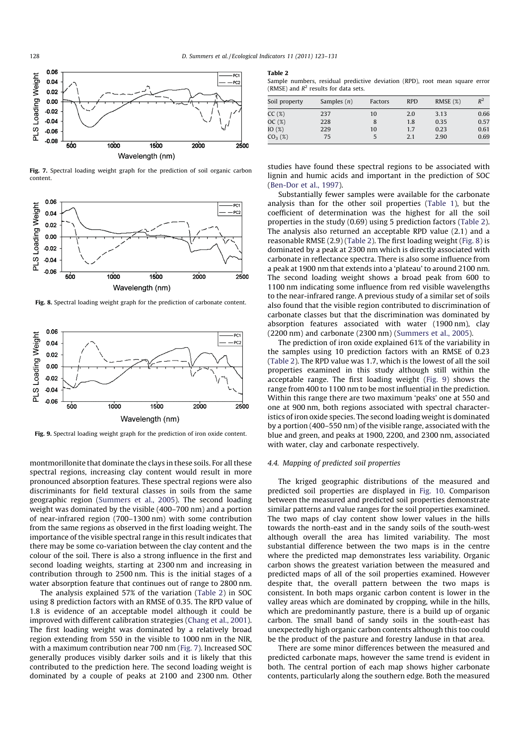Fig. 7. Spectral loading weight graph for the prediction of soil organic carbon content.

Fig. 8. Spectral loading weight graph for the prediction of carbonate content.

Fig. 9. Spectral loading weight graph for the prediction of iron oxide content.

montmorillonite that dominate the clays in these soils. For all these spectral regions, increasing clay content would result in more pronounced absorption features. These spectral regions were also discriminants for field textural classes in soils from the same geographic region (Summers et al., 2005). The second loading weight was dominated by the visible (400–700 nm) and a portion of near-infrared region (700–1300 nm) with some contribution from the same regions as observed in the first loading weight. The importance of the visible spectral range in this result indicates that there may be some co-variation between the clay content and the colour of the soil. There is also a strong influence in the first and second loading weights, starting at 2300 nm and increasing in contribution through to 2500 nm. This is the initial stages of a water absorption feature that continues out of range to 2800 nm.

The analysis explained 57% of the variation (Table 2) in SOC using 8 prediction factors with an RMSE of 0.35. The RPD value of 1.8 is evidence of an acceptable model although it could be improved with different calibration strategies (Chang et al., 2001). The first loading weight was dominated by a relatively broad region extending from 550 in the visible to 1000 nm in the NIR, with a maximum contribution near 700 nm (Fig. 7). Increased SOC generally produces visibly darker soils and it is likely that this contributed to the prediction here. The second loading weight is dominated by a couple of peaks at 2100 and 2300 nm. Other studies have found these spectral regions to be associated with lignin and humic acids and important in the prediction of SOC (Ben-Dor et al., 1997).

**Table 2**
Sample numbers, residual predictive deviation (RPD), root mean square error (RMSE) and $R^2$ results for data sets.

| Soil property | Samples ($n$) | Factors | RPD | RMSE (%) | $R^2$ |
|---|---|---|---|---|---|
| CC (%) | 237 | 10 | 2.0 | 3.13 | 0.66 |
| OC (%) | 228 | 8 | 1.8 | 0.35 | 0.57 |
| IO (%) | 229 | 10 | 1.7 | 0.23 | 0.61 |
| $CO_3$ (%) | 75 | 5 | 2.1 | 2.90 | 0.69 |

Substantially fewer samples were available for the carbonate analysis than for the other soil properties (Table 1), but the coefficient of determination was the highest for all the soil properties in the study (0.69) using 5 prediction factors (Table 2). The analysis also returned an acceptable RPD value (2.1) and a reasonable RMSE (2.9) (Table 2). The first loading weight (Fig. 8) is dominated by a peak at 2300 nm which is directly associated with carbonate in reflectance spectra. There is also some influence from a peak at 1900 nm that extends into a 'plateau' to around 2100 nm. The second loading weight shows a broad peak from 600 to 1100 nm indicating some influence from red visible wavelengths to the near-infrared range. A previous study of a similar set of soils also found that the visible region contributed to discrimination of carbonate classes but that the discrimination was dominated by absorption features associated with water (1900 nm), clay (2200 nm) and carbonate (2300 nm) (Summers et al., 2005).

The prediction of iron oxide explained 61% of the variability in the samples using 10 prediction factors with an RMSE of 0.23 (Table 2). The RPD value was 1.7, which is the lowest of all the soil properties examined in this study although still within the acceptable range. The first loading weight (Fig. 9) shows the range from 400 to 1100 nm to be most influential in the prediction. Within this range there are two maximum 'peaks' one at 550 and one at 900 nm, both regions associated with spectral characteristics of iron oxide species. The second loading weight is dominated by a portion (400–550 nm) of the visible range, associated with the blue and green, and peaks at 1900, 2200, and 2300 nm, associated with water, clay and carbonate respectively.

### 4.4. Mapping of predicted soil properties

The kriged geographic distributions of the measured and predicted soil properties are displayed in Fig. 10. Comparison between the measured and predicted soil properties demonstrate similar patterns and value ranges for the soil properties examined. The two maps of clay content show lower values in the hills towards the north-east and in the sandy soils of the south-west although overall the area has limited variability. The most substantial difference between the two maps is in the centre where the predicted map demonstrates less variability. Organic carbon shows the greatest variation between the measured and predicted maps of all of the soil properties examined. However despite that, the overall pattern between the two maps is consistent. In both maps organic carbon content is lower in the valley areas which are dominated by cropping, while in the hills, which are predominantly pasture, there is a build up of organic carbon. The small band of sandy soils in the south-east has unexpectedly high organic carbon contents although this too could be the product of the pasture and forestry landuse in that area.

There are some minor differences between the measured and predicted carbonate maps, however the same trend is evident in both. The central portion of each map shows higher carbonate contents, particularly along the southern edge. Both the measured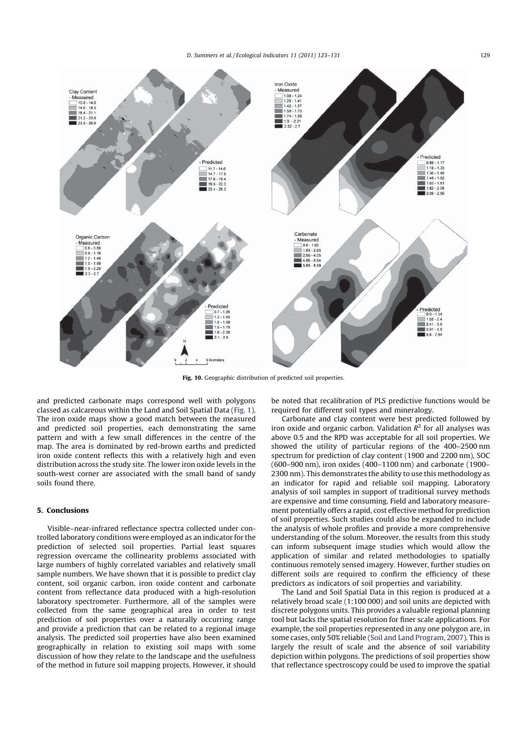Clay Content
- Measured
10.8 - 14.5
14.6 - 18.3
18.4 - 21.1
21.2 - 23.8
23.9 - 26.6

- Predicted
11.7 - 14.6
14.7 - 17.5
17.6 - 19.4
19.5 - 22.3
22.4 - 26.2

Iron Oxide
- Measured
1.08 - 1.24
1.25 - 1.41
1.42 - 1.57
1.58 - 1.73
1.74 - 1.89
1.9 - 2.31
2.32 - 2.7

- Predicted
0.88 - 1.17
1.18 - 1.35
1.36 - 1.48
1.48 - 1.62
1.63 - 1.81
1.82 - 2.08
2.09 - 2.56

Organic Carbon
- Measured
0.6 - 0.89
0.9 - 1.19
1.2 - 1.49
1.5 - 1.89
1.9 - 2.29
2.3 - 2.7

- Predicted
0.7 - 1.29
1.3 - 1.49
1.5 - 1.59
1.6 - 1.79
1.8 - 2.09
2.1 - 2.9

Carbonate
- Measured
0.0 - 1.62
1.63 - 2.65
2.66 - 4.05
4.06 - 5.64
5.65 - 8.59

- Predicted
0.0 - 1.54
1.55 - 2.4
2.41 - 3.9
3.91 - 5.8
5.8 - 7.84

N

0 2 4 6 Kilometers

**Fig. 10.** Geographic distribution of predicted soil properties.

and predicted carbonate maps correspond well with polygons classed as calcareous within the Land and Soil Spatial Data (Fig. 1). The iron oxide maps show a good match between the measured and predicted soil properties, each demonstrating the same pattern and with a few small differences in the centre of the map. The area is dominated by red-brown earths and predicted iron oxide content reflects this with a relatively high and even distribution across the study site. The lower iron oxide levels in the south-west corner are associated with the small band of sandy soils found there.

## 5. Conclusions

Visible–near-infrared reflectance spectra collected under controlled laboratory conditions were employed as an indicator for the prediction of selected soil properties. Partial least squares regression overcame the collinearity problems associated with large numbers of highly correlated variables and relatively small sample numbers. We have shown that it is possible to predict clay content, soil organic carbon, iron oxide content and carbonate content from reflectance data produced with a high-resolution laboratory spectrometer. Furthermore, all of the samples were collected from the same geographical area in order to test prediction of soil properties over a naturally occurring range and provide a prediction that can be related to a regional image analysis. The predicted soil properties have also been examined geographically in relation to existing soil maps with some discussion of how they relate to the landscape and the usefulness of the method in future soil mapping projects. However, it should be noted that recalibration of PLS predictive functions would be required for different soil types and mineralogy.

Carbonate and clay content were best predicted followed by iron oxide and organic carbon. Validation $R^2$ for all analyses was above 0.5 and the RPD was acceptable for all soil properties. We showed the utility of particular regions of the 400–2500 nm spectrum for prediction of clay content (1900 and 2200 nm), SOC (600–900 nm), iron oxides (400–1100 nm) and carbonate (1900–2300 nm). This demonstrates the ability to use this methodology as an indicator for rapid and reliable soil mapping. Laboratory analysis of soil samples in support of traditional survey methods are expensive and time consuming. Field and laboratory measurement potentially offers a rapid, cost effective method for prediction of soil properties. Such studies could also be expanded to include the analysis of whole profiles and provide a more comprehensive understanding of the solum. Moreover, the results from this study can inform subsequent image studies which would allow the application of similar and related methodologies to spatially continuous remotely sensed imagery. However, further studies on different soils are required to confirm the efficiency of these predictors as indicators of soil properties and variability.

The Land and Soil Spatial Data in this region is produced at a relatively broad scale (1:100 000) and soil units are depicted with discrete polygons units. This provides a valuable regional planning tool but lacks the spatial resolution for finer scale applications. For example, the soil properties represented in any one polygon are, in some cases, only 50% reliable (Soil and Land Program, 2007). This is largely the result of scale and the absence of soil variability depiction within polygons. The predictions of soil properties show that reflectance spectroscopy could be used to improve the spatial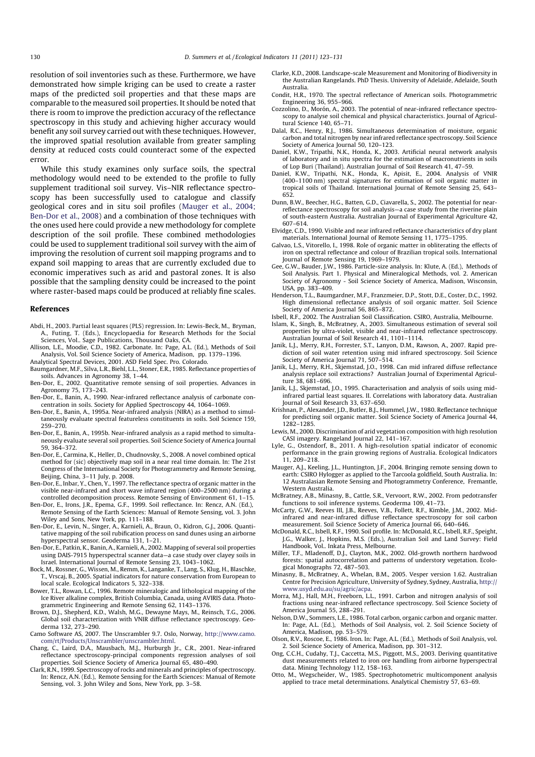resolution of soil inventories such as these. Furthermore, we have demonstrated how simple kriging can be used to create a raster maps of the predicted soil properties and that these maps are comparable to the measured soil properties. It should be noted that there is room to improve the prediction accuracy of the reflectance spectroscopy in this study and achieving higher accuracy would benefit any soil survey carried out with these techniques. However, the improved spatial resolution available from greater sampling density at reduced costs could counteract some of the expected error.

While this study examines only surface soils, the spectral methodology would need to be extended to the profile to fully supplement traditional soil survey. Vis–NIR reflectance spectroscopy has been successfully used to catalogue and classify geological cores and in situ soil profiles (Mauger et al., 2004; Ben-Dor et al., 2008) and a combination of those techniques with the ones used here could provide a new methodology for complete description of the soil profile. These combined methodologies could be used to supplement traditional soil survey with the aim of improving the resolution of current soil mapping programs and to expand soil mapping to areas that are currently excluded due to economic imperatives such as arid and pastoral zones. It is also possible that the sampling density could be increased to the point where raster-based maps could be produced at reliably fine scales.

## References

- Abdi, H., 2003. Partial least squares (PLS) regression. In: Lewis-Beck, M., Bryman, A., Futing, T. (Eds.), Encyclopaedia for Research Methods for the Social Sciences, Vol.. Sage Publications, Thousand Oaks, CA.
- Allison, L.E., Moodie, C.D., 1982. Carbonate. In: Page, A.L. (Ed.), Methods of Soil Analysis, Vol. Soil Science Society of America, Madison, pp. 1379–1396.
- Analytical Spectral Devices, 2001. ASD Field Spec. Pro. Colorado.
- Baumgardner, M.F., Silva, L.R., Biehl, L.L., Stoner, E.R., 1985. Reflectance properties of soils. Advances in Agronomy 38, 1–44.
- Ben-Dor, E., 2002. Quantitative remote sensing of soil properties. Advances in Agronomy 75, 173–243.
- Ben-Dor, E., Banin, A., 1990. Near-infrared reflectance analysis of carbonate concentration in soils. Society for Applied Spectroscopy 44, 1064–1069.
- Ben-Dor, E., Banin, A., 1995a. Near-infrared analysis (NIRA) as a method to simultaneously evaluate spectral featureless constituents in soils. Soil Science 159, 259–270.
- Ben-Dor, E., Banin, A., 1995b. Near-infrared analysis as a rapid method to simultaneously evaluate several soil properties. Soil Science Society of America Journal 59, 364–372.
- Ben-Dor, E., Carmina, K., Heller, D., Chudnovsky, S., 2008. A novel combined optical method for (sic) objectively map soil in a near real time domain. In: The 21st Congress of the International Society for Photogrammetry and Remote Sensing, Beijing, China, 3–11 July, p. 2008.
- Ben-Dor, E., Inbar, Y., Chen, Y., 1997. The reflectance spectra of organic matter in the visible near-infrared and short wave infrared region (400–2500 nm) during a controlled decomposition process. Remote Sensing of Environment 61, 1–15.
- Ben-Dor, E., Irons, J.R., Epema, G.F., 1999. Soil reflectance. In: Rencz, A.N. (Ed.), Remote Sensing of the Earth Sciences: Manual of Remote Sensing, vol. 3. John Wiley and Sons, New York, pp. 111–188.
- Ben-Dor, E., Levin, N., Singer, A., Karnieli, A., Braun, O., Kidron, G.J., 2006. Quantitative mapping of the soil rubification process on sand dunes using an airborne hyperspectral sensor. Geoderma 131, 1–21.
- Ben-Dor, E., Patkin, K., Banin, A., Karnieli, A., 2002. Mapping of several soil properties using DAIS-7915 hyperspectral scanner data—a case study over clayey soils in Israel. International Journal of Remote Sensing 23, 1043–1062.
- Bock, M., Rossner, G., Wissen, M., Remm, K., Langanke, T., Lang, S., Klug, H., Blaschke, T., Vrscaj, B., 2005. Spatial indicators for nature conservation from European to local scale. Ecological Indicators 5, 322–338.
- Bower, T.L., Rowan, L.C., 1996. Remote mineralogic and lithological mapping of the Ice River alkaline complex, British Columbia, Canada, using AVIRIS data. Photogrammetric Engineering and Remote Sensing 62, 1143–1376.
- Brown, D.J., Shepherd, K.D., Walsh, M.G., Dewayne Mays, M., Reinsch, T.G., 2006. Global soil characterization with VNIR diffuse reflectance spectroscopy. Geoderma 132, 273–290.
- Camo Software AS, 2007. The Unscrambler 9.7. Oslo, Norway, http://www.camo.com/rt/Products/Unscrambler/unscrambler.html.
- Chang, C., Laird, D.A., Mausbach, M.J., Hurburgh Jr., C.R., 2001. Near-infrared reflectance spectroscopy-principal components regression analyses of soil properties. Soil Science Society of America Journal 65, 480–490.
- Clark, R.N., 1999. Spectroscopy of rocks and minerals and principles of spectroscopy. In: Rencz, A.N. (Ed.), Remote Sensing for the Earth Sciences: Manual of Remote Sensing, vol. 3. John Wiley and Sons, New York, pp. 3–58.
- Clarke, K.D., 2008. Landscape-scale Measurement and Monitoring of Biodiversity in the Australian Rangelands. PhD Thesis. University of Adelaide, Adelaide, South Australia.
- Condit, H.R., 1970. The spectral reflectance of American soils. Photogrammetric Engineering 36, 955–966.
- Cozzolino, D., Morón, A., 2003. The potential of near-infrared reflectance spectroscopy to analyse soil chemical and physical characteristics. Journal of Agricultural Science 140, 65–71.
- Dalal, R.C., Henry, R.J., 1986. Simultaneous determination of moisture, organic carbon and total nitrogen by near infrared reflectance spectroscopy. Soil Science Society of America Journal 50, 120–123.
- Daniel, K.W., Tripathi, N.K., Honda, K., 2003. Artificial neural network analysis of laboratory and in situ spectra for the estimation of macronutrients in soils of Lop Buri (Thailand). Australian Journal of Soil Research 41, 47–59.
- Daniel, K.W., Tripathi, N.K., Honda, K., Apisit, E., 2004. Analysis of VNIR (400–1100 nm) spectral signatures for estimation of soil organic matter in tropical soils of Thailand. International Journal of Remote Sensing 25, 643–652.
- Dunn, B.W., Beecher, H.G., Batten, G.D., Ciavarella, S., 2002. The potential for near-reflectance spectroscopy for soil analysis—a case study from the riverine plain of south-eastern Australia. Australian Journal of Experimental Agriculture 42, 607–614.
- Elvidge, C.D., 1990. Visible and near infrared reflectance characteristics of dry plant materials. International Journal of Remote Sensing 11, 1775–1795.
- Galvao, L.S., Vitorello, I., 1998. Role of organic matter in obliterating the effects of iron on spectral reflectance and colour of Brazilian tropical soils. International Journal of Remote Sensing 19, 1969–1979.
- Gee, G.W., Bauder, J.W., 1986. Particle-size analysis. In: Klute, A. (Ed.), Methods of Soil Analysis. Part 1. Physical and Mineralogical Methods, vol. 2. American Society of Agronomy - Soil Science Society of America, Madison, Wisconsin, USA, pp. 383–409.
- Henderson, T.L., Baumgardner, M.F., Franzmeier, D.P., Stott, D.E., Coster, D.C., 1992. High dimensional reflectance analysis of soil organic matter. Soil Science Society of America Journal 56, 865–872.
- Isbell, R.F., 2002. The Australian Soil Classification. CSIRO, Australia, Melbourne.
- Islam, K., Singh, B., McBratney, A., 2003. Simultaneous estimation of several soil properties by ultra-violet, visible and near-infrared reflectance spectroscopy. Australian Journal of Soil Research 41, 1101–1114.
- Janik, L.J., Merry, R.H., Forrester, S.T., Lanyon, D.M., Rawson, A., 2007. Rapid prediction of soil water retention using mid infrared spectroscopy. Soil Science Society of America Journal 71, 507–514.
- Janik, L.J., Merry, R.H., Skjemstad, J.O., 1998. Can mid infrared diffuse reflectance analysis replace soil extractions? Australian Journal of Experimental Agriculture 38, 681–696.
- Janik, L.J., Skjemstad, J.O., 1995. Characterisation and analysis of soils using mid-infrared partial least squares. II. Correlations with laboratory data. Australian Journal of Soil Research 33, 637–650.
- Krishnan, P., Alexander, J.D., Butler, B.J., Hummel, J.W., 1980. Reflectance technique for predicting soil organic matter. Soil Science Society of America Journal 44, 1282–1285.
- Lewis, M., 2000. Discrimination of arid vegetation composition with high resolution CASI imagery. Rangeland Journal 22, 141–167.
- Lyle, G., Ostendorf, B., 2011. A high-resolution spatial indicator of economic performance in the grain growing regions of Australia. Ecological Indicators 11, 209–218.
- Mauger, A.J., Keeling, J.L., Huntington, J.F., 2004. Bringing remote sensing down to earth: CSIRO Hylogger as applied to the Tarcoola goldfield, South Australia. In: 12 Australasian Remote Sensing and Photogrammetry Conference, Fremantle, Western Australia.
- McBratney, A.B., Minasny, B., Cattle, S.R., Vervoort, R.W., 2002. From pedotransfer functions to soil inference systems. Geoderma 109, 41–73.
- McCarty, G.W., Reeves III, J.B., Reeves, V.B., Follett, R.F., Kimble, J.M., 2002. Mid-infrared and near-infrared diffuse reflectance spectroscopy for soil carbon measurement. Soil Science Society of America Journal 66, 640–646.
- McDonald, R.C., Isbell, R.F., 1990. Soil profile. In: McDonald, R.C., Isbell, R.F., Speight, J.G., Walker, J., Hopkins, M.S. (Eds.), Australian Soil and Land Survey: Field Handbook, Vol.. Inkata Press, Melbourne.
- Miller, T.F., Mladenoff, D.J., Clayton, M.K., 2002. Old-growth northern hardwood forests: spatial autocorrelation and patterns of understory vegetation. Ecological Monographs 72, 487–503.
- Minasny, B., McBratney, A., Whelan, B.M., 2005. Vesper version 1.62. Australian Centre for Precision Agriculture, University of Sydney, Sydney, Australia, http://www.usyd.edu.au/su/agric/acpa.
- Morra, M.J., Hall, M.H., Freeborn, L.L., 1991. Carbon and nitrogen analysis of soil fractions using near-infrared reflectance spectroscopy. Soil Science Society of America Journal 55, 288–291.
- Nelson, D.W., Sommers, L.E., 1986. Total carbon, organic carbon and organic matter. In: Page, A.L. (Ed.), Methods of Soil Analysis, vol. 2. Soil Science Society of America, Madison, pp. 53–579.
- Olson, R.V., Roscoe, E., 1986. Iron. In: Page, A.L. (Ed.), Methods of Soil Analysis, vol. 2. Soil Science Society of America, Madison, pp. 301–312.
- Ong, C.C.H., Cudahy, T.J., Caccetta, M.S., Piggott, M.S., 2003. Deriving quantitative dust measurements related to iron ore handling from airborne hyperspectral data. Mining Technology 112, 158–163.
- Otto, M., Wegscheider, W., 1985. Spectrophotometric multicomponent analysis applied to trace metal determinations. Analytical Chemistry 57, 63–69.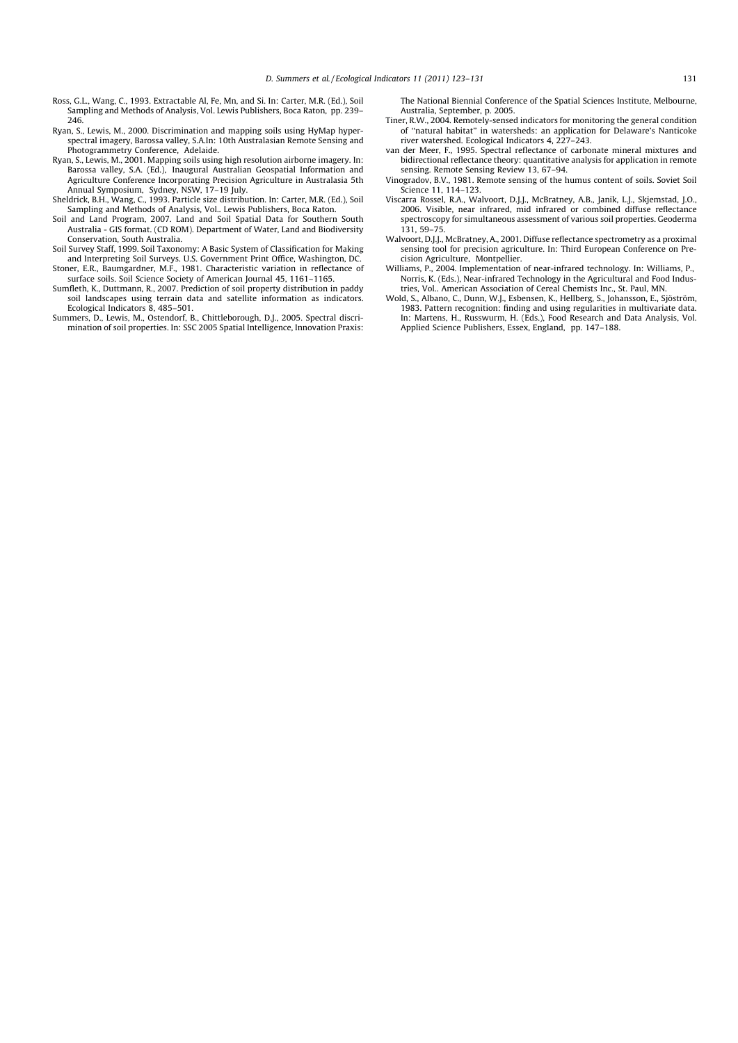Ross, G.L., Wang, C., 1993. Extractable Al, Fe, Mn, and Si. In: Carter, M.R. (Ed.), Soil Sampling and Methods of Analysis, Vol. Lewis Publishers, Boca Raton, pp. 239–246.

Ryan, S., Lewis, M., 2000. Discrimination and mapping soils using HyMap hyperspectral imagery, Barossa valley, S.A.In: 10th Australasian Remote Sensing and Photogrammetry Conference, Adelaide.

Ryan, S., Lewis, M., 2001. Mapping soils using high resolution airborne imagery. In: Barossa valley, S.A. (Ed.), Inaugural Australian Geospatial Information and Agriculture Conference Incorporating Precision Agriculture in Australasia 5th Annual Symposium, Sydney, NSW, 17–19 July.

Sheldrick, B.H., Wang, C., 1993. Particle size distribution. In: Carter, M.R. (Ed.), Soil Sampling and Methods of Analysis, Vol.. Lewis Publishers, Boca Raton.

Soil and Land Program, 2007. Land and Soil Spatial Data for Southern South Australia - GIS format. (CD ROM). Department of Water, Land and Biodiversity Conservation, South Australia.

Soil Survey Staff, 1999. Soil Taxonomy: A Basic System of Classification for Making and Interpreting Soil Surveys. U.S. Government Print Office, Washington, DC.

Stoner, E.R., Baumgardner, M.F., 1981. Characteristic variation in reflectance of surface soils. Soil Science Society of American Journal 45, 1161–1165.

Sumfleth, K., Duttmann, R., 2007. Prediction of soil property distribution in paddy soil landscapes using terrain data and satellite information as indicators. Ecological Indicators 8, 485–501.

Summers, D., Lewis, M., Ostendorf, B., Chittleborough, D.J., 2005. Spectral discrimination of soil properties. In: SSC 2005 Spatial Intelligence, Innovation Praxis: The National Biennial Conference of the Spatial Sciences Institute, Melbourne, Australia, September, p. 2005.

Tiner, R.W., 2004. Remotely-sensed indicators for monitoring the general condition of "natural habitat" in watersheds: an application for Delaware's Nanticoke river watershed. Ecological Indicators 4, 227–243.

van der Meer, F., 1995. Spectral reflectance of carbonate mineral mixtures and bidirectional reflectance theory: quantitative analysis for application in remote sensing. Remote Sensing Review 13, 67–94.

Vinogradov, B.V., 1981. Remote sensing of the humus content of soils. Soviet Soil Science 11, 114–123.

Viscarra Rossel, R.A., Walvoort, D.J.J., McBratney, A.B., Janik, L.J., Skjemstad, J.O., 2006. Visible, near infrared, mid infrared or combined diffuse reflectance spectroscopy for simultaneous assessment of various soil properties. Geoderma 131, 59–75.

Walvoort, D.J.J., McBratney, A., 2001. Diffuse reflectance spectrometry as a proximal sensing tool for precision agriculture. In: Third European Conference on Precision Agriculture, Montpellier.

Williams, P., 2004. Implementation of near-infrared technology. In: Williams, P., Norris, K. (Eds.), Near-infrared Technology in the Agricultural and Food Industries, Vol.. American Association of Cereal Chemists Inc., St. Paul, MN.

Wold, S., Albano, C., Dunn, W.J., Esbensen, K., Hellberg, S., Johansson, E., Sjöström, 1983. Pattern recognition: finding and using regularities in multivariate data. In: Martens, H., Russwurm, H. (Eds.), Food Research and Data Analysis, Vol. Applied Science Publishers, Essex, England, pp. 147–188.